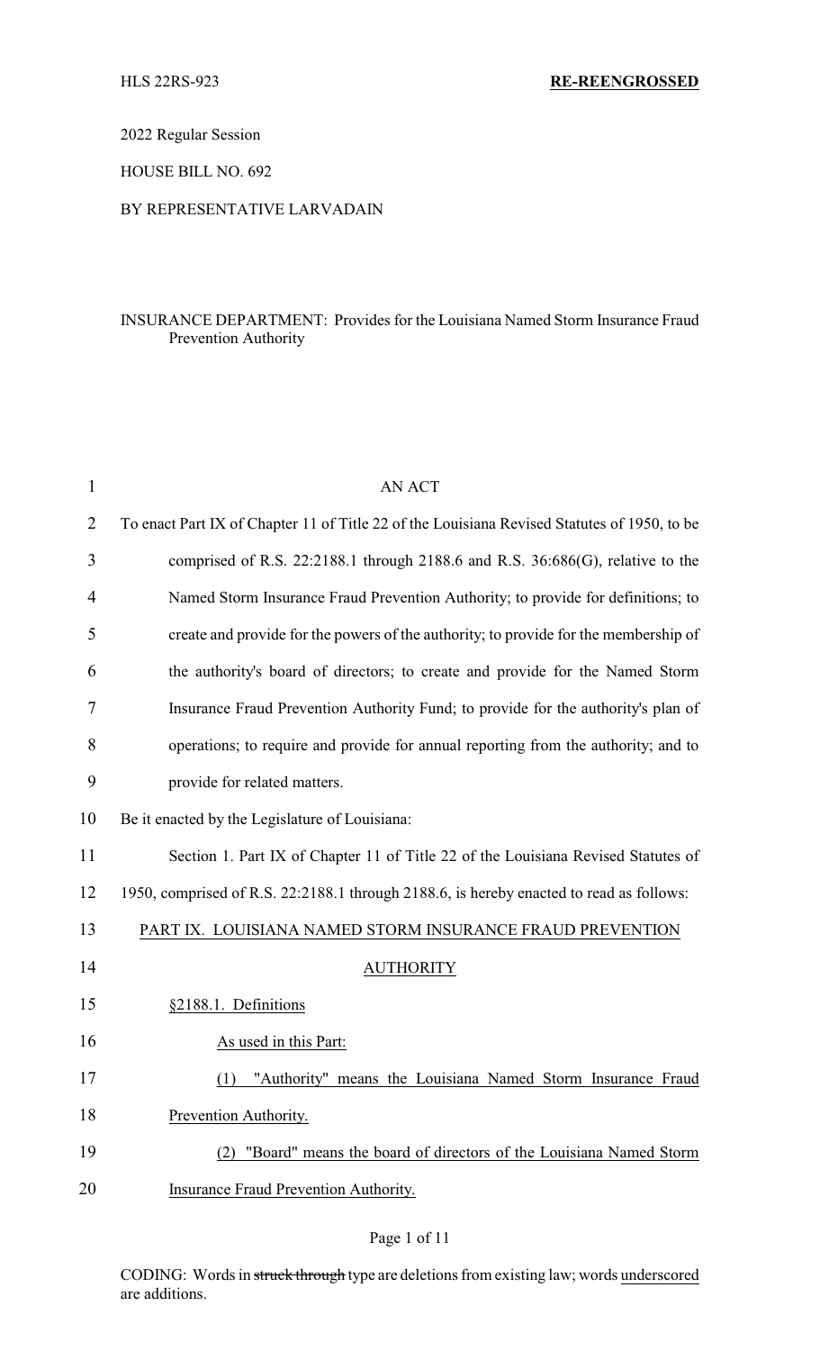HLS 22RS-923 **RE-REENGROSSED**

2022 Regular Session

HOUSE BILL NO. 692

BY REPRESENTATIVE LARVADAIN

INSURANCE DEPARTMENT: Provides for the Louisiana Named Storm Insurance Fraud Prevention Authority

AN ACT

To enact Part IX of Chapter 11 of Title 22 of the Louisiana Revised Statutes of 1950, to be comprised of R.S. 22:2188.1 through 2188.6 and R.S. 36:686(G), relative to the Named Storm Insurance Fraud Prevention Authority; to provide for definitions; to create and provide for the powers of the authority; to provide for the membership of the authority's board of directors; to create and provide for the Named Storm Insurance Fraud Prevention Authority Fund; to provide for the authority's plan of operations; to require and provide for annual reporting from the authority; and to provide for related matters.

Be it enacted by the Legislature of Louisiana:

Section 1. Part IX of Chapter 11 of Title 22 of the Louisiana Revised Statutes of 1950, comprised of R.S. 22:2188.1 through 2188.6, is hereby enacted to read as follows:

PART IX. LOUISIANA NAMED STORM INSURANCE FRAUD PREVENTION AUTHORITY

§2188.1. Definitions

As used in this Part:

(1) "Authority" means the Louisiana Named Storm Insurance Fraud Prevention Authority.

(2) "Board" means the board of directors of the Louisiana Named Storm Insurance Fraud Prevention Authority.

CODING: Words in ~~struck through~~ type are deletions from existing law; words underscored are additions.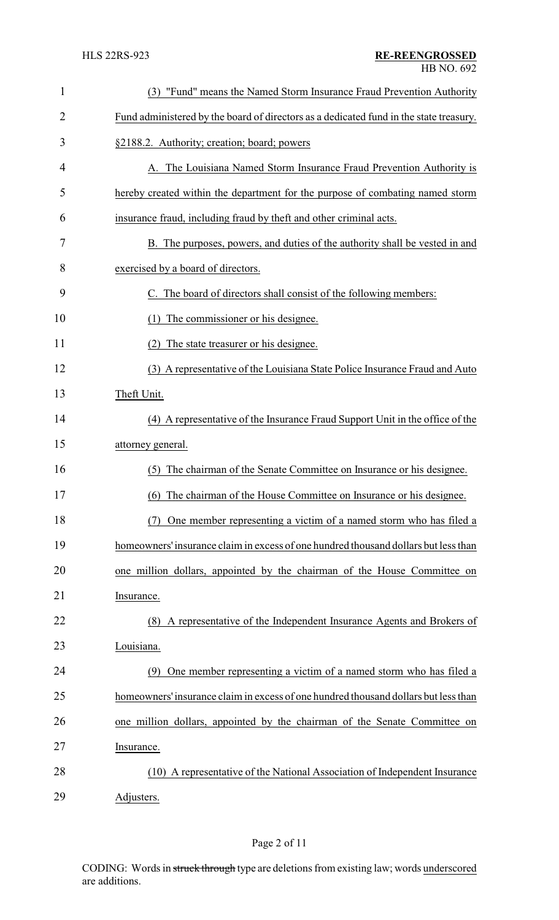(3) "Fund" means the Named Storm Insurance Fraud Prevention Authority Fund administered by the board of directors as a dedicated fund in the state treasury.

§2188.2. Authority; creation; board; powers

A. The Louisiana Named Storm Insurance Fraud Prevention Authority is hereby created within the department for the purpose of combating named storm insurance fraud, including fraud by theft and other criminal acts.

B. The purposes, powers, and duties of the authority shall be vested in and exercised by a board of directors.

C. The board of directors shall consist of the following members:

(1) The commissioner or his designee.

(2) The state treasurer or his designee.

(3) A representative of the Louisiana State Police Insurance Fraud and Auto Theft Unit.

(4) A representative of the Insurance Fraud Support Unit in the office of the attorney general.

(5) The chairman of the Senate Committee on Insurance or his designee.

(6) The chairman of the House Committee on Insurance or his designee.

(7) One member representing a victim of a named storm who has filed a homeowners' insurance claim in excess of one hundred thousand dollars but less than one million dollars, appointed by the chairman of the House Committee on Insurance.

(8) A representative of the Independent Insurance Agents and Brokers of Louisiana.

(9) One member representing a victim of a named storm who has filed a homeowners' insurance claim in excess of one hundred thousand dollars but less than one million dollars, appointed by the chairman of the Senate Committee on Insurance.

(10) A representative of the National Association of Independent Insurance Adjusters.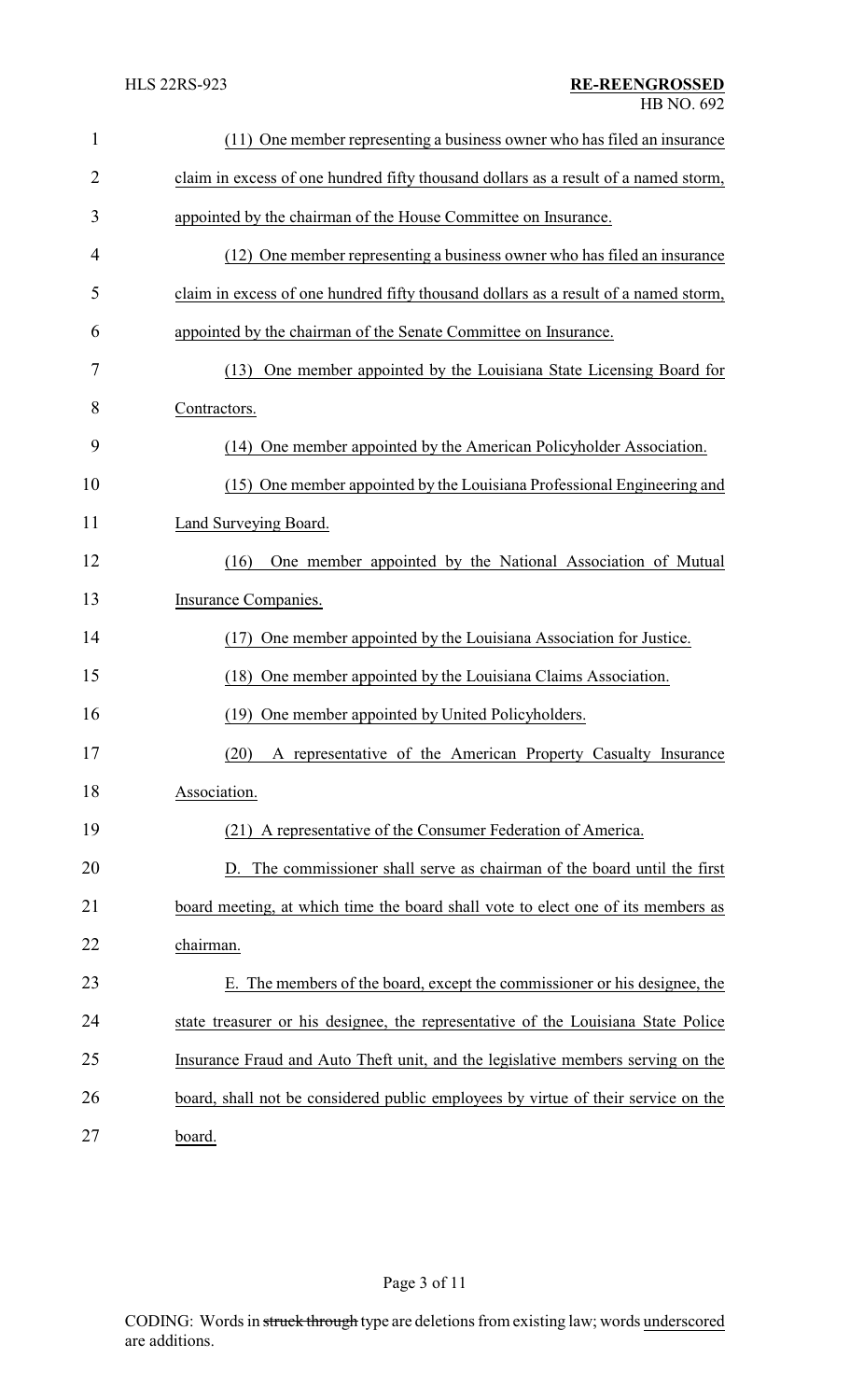(11) One member representing a business owner who has filed an insurance claim in excess of one hundred fifty thousand dollars as a result of a named storm, appointed by the chairman of the House Committee on Insurance.

(12) One member representing a business owner who has filed an insurance claim in excess of one hundred fifty thousand dollars as a result of a named storm, appointed by the chairman of the Senate Committee on Insurance.

(13) One member appointed by the Louisiana State Licensing Board for Contractors.

(14) One member appointed by the American Policyholder Association.

(15) One member appointed by the Louisiana Professional Engineering and Land Surveying Board.

(16) One member appointed by the National Association of Mutual Insurance Companies.

(17) One member appointed by the Louisiana Association for Justice.

(18) One member appointed by the Louisiana Claims Association.

(19) One member appointed by United Policyholders.

(20) A representative of the American Property Casualty Insurance Association.

(21) A representative of the Consumer Federation of America.

D. The commissioner shall serve as chairman of the board until the first board meeting, at which time the board shall vote to elect one of its members as chairman.

E. The members of the board, except the commissioner or his designee, the state treasurer or his designee, the representative of the Louisiana State Police Insurance Fraud and Auto Theft unit, and the legislative members serving on the board, shall not be considered public employees by virtue of their service on the board.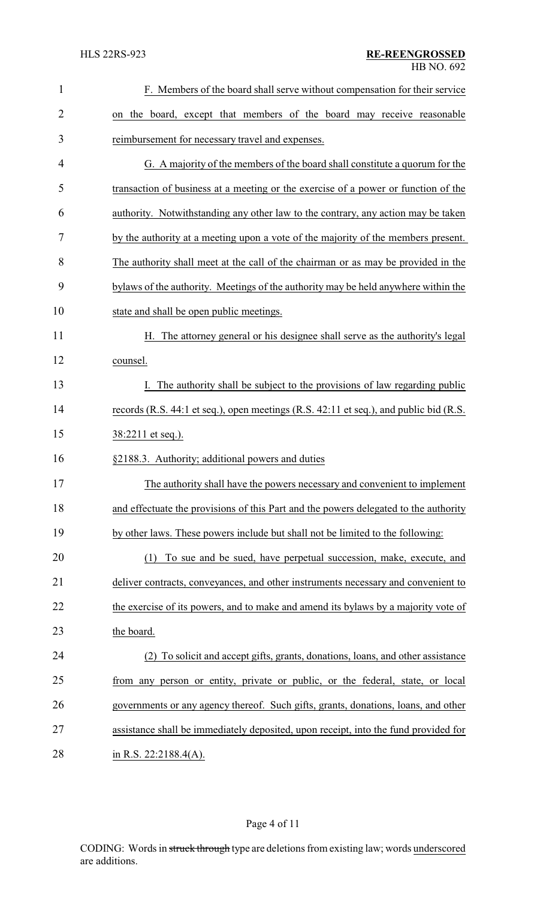F. Members of the board shall serve without compensation for their service on the board, except that members of the board may receive reasonable reimbursement for necessary travel and expenses.

G. A majority of the members of the board shall constitute a quorum for the transaction of business at a meeting or the exercise of a power or function of the authority. Notwithstanding any other law to the contrary, any action may be taken by the authority at a meeting upon a vote of the majority of the members present. The authority shall meet at the call of the chairman or as may be provided in the bylaws of the authority. Meetings of the authority may be held anywhere within the state and shall be open public meetings.

H. The attorney general or his designee shall serve as the authority's legal counsel.

I. The authority shall be subject to the provisions of law regarding public records (R.S. 44:1 et seq.), open meetings (R.S. 42:11 et seq.), and public bid (R.S. 38:2211 et seq.).

§2188.3. Authority; additional powers and duties

The authority shall have the powers necessary and convenient to implement and effectuate the provisions of this Part and the powers delegated to the authority by other laws. These powers include but shall not be limited to the following:

(1) To sue and be sued, have perpetual succession, make, execute, and deliver contracts, conveyances, and other instruments necessary and convenient to the exercise of its powers, and to make and amend its bylaws by a majority vote of the board.

(2) To solicit and accept gifts, grants, donations, loans, and other assistance from any person or entity, private or public, or the federal, state, or local governments or any agency thereof. Such gifts, grants, donations, loans, and other assistance shall be immediately deposited, upon receipt, into the fund provided for in R.S. 22:2188.4(A).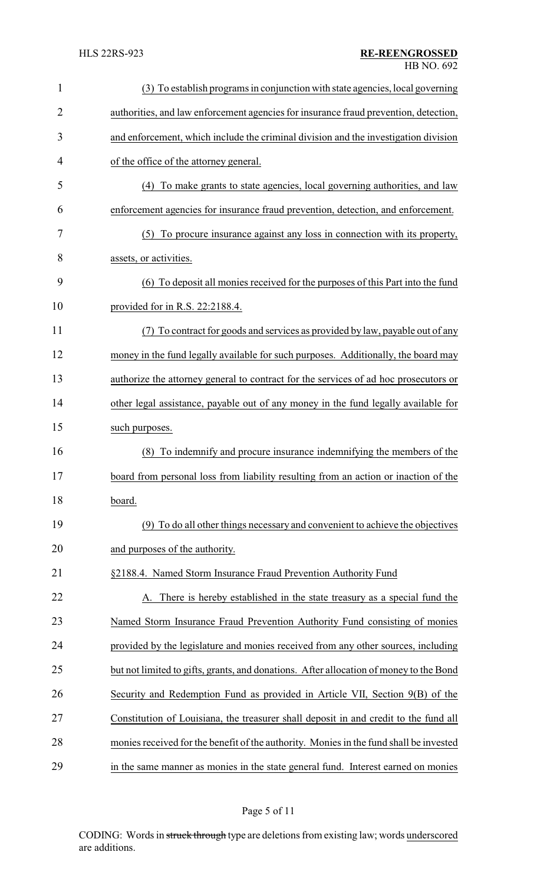(3) To establish programs in conjunction with state agencies, local governing authorities, and law enforcement agencies for insurance fraud prevention, detection, and enforcement, which include the criminal division and the investigation division of the office of the attorney general.

(4) To make grants to state agencies, local governing authorities, and law enforcement agencies for insurance fraud prevention, detection, and enforcement.

(5) To procure insurance against any loss in connection with its property, assets, or activities.

(6) To deposit all monies received for the purposes of this Part into the fund provided for in R.S. 22:2188.4.

(7) To contract for goods and services as provided by law, payable out of any money in the fund legally available for such purposes. Additionally, the board may authorize the attorney general to contract for the services of ad hoc prosecutors or other legal assistance, payable out of any money in the fund legally available for such purposes.

(8) To indemnify and procure insurance indemnifying the members of the board from personal loss from liability resulting from an action or inaction of the board.

(9) To do all other things necessary and convenient to achieve the objectives and purposes of the authority.

§2188.4. Named Storm Insurance Fraud Prevention Authority Fund

A. There is hereby established in the state treasury as a special fund the Named Storm Insurance Fraud Prevention Authority Fund consisting of monies provided by the legislature and monies received from any other sources, including but not limited to gifts, grants, and donations. After allocation of money to the Bond Security and Redemption Fund as provided in Article VII, Section 9(B) of the Constitution of Louisiana, the treasurer shall deposit in and credit to the fund all monies received for the benefit of the authority. Monies in the fund shall be invested in the same manner as monies in the state general fund. Interest earned on monies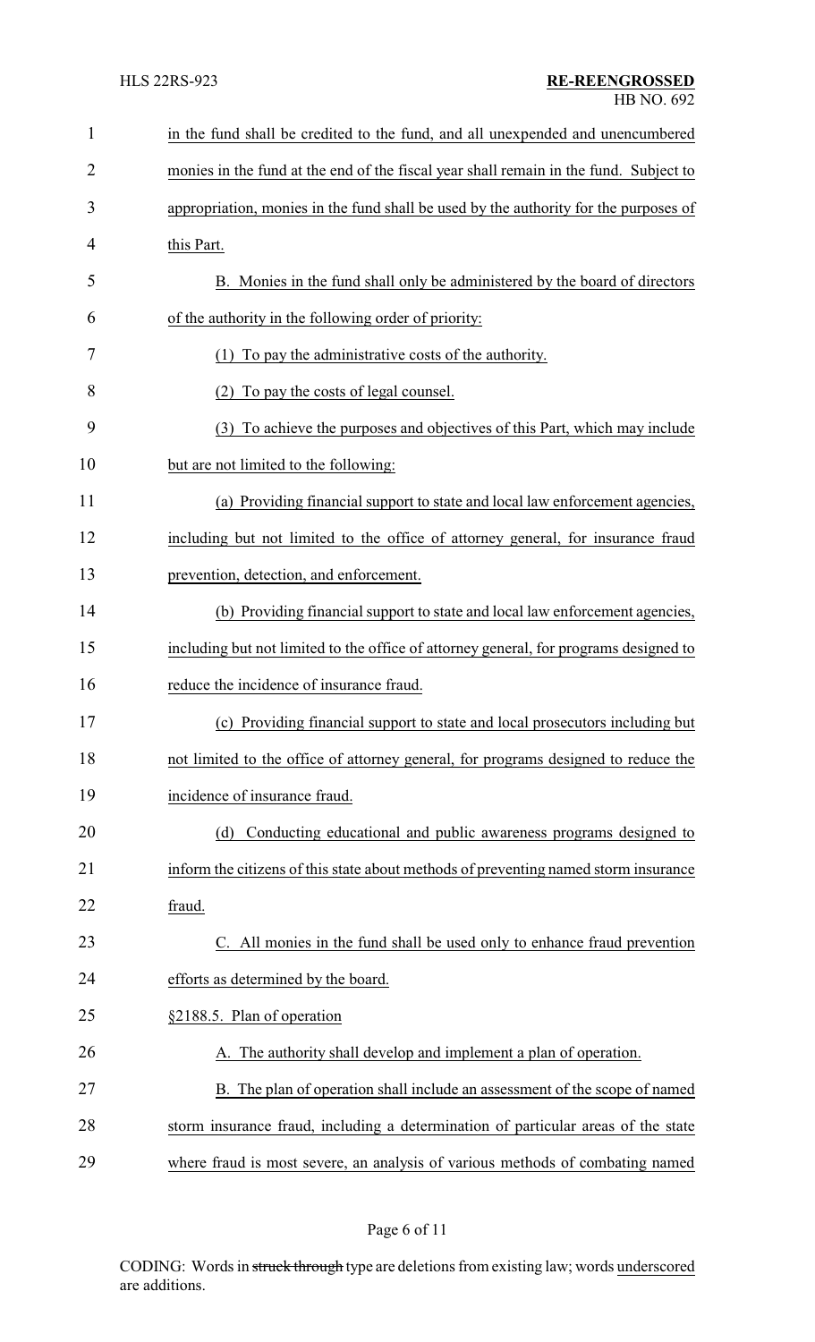in the fund shall be credited to the fund, and all unexpended and unencumbered monies in the fund at the end of the fiscal year shall remain in the fund. Subject to appropriation, monies in the fund shall be used by the authority for the purposes of this Part.

B. Monies in the fund shall only be administered by the board of directors of the authority in the following order of priority:

(1) To pay the administrative costs of the authority.

(2) To pay the costs of legal counsel.

(3) To achieve the purposes and objectives of this Part, which may include but are not limited to the following:

(a) Providing financial support to state and local law enforcement agencies, including but not limited to the office of attorney general, for insurance fraud prevention, detection, and enforcement.

(b) Providing financial support to state and local law enforcement agencies, including but not limited to the office of attorney general, for programs designed to reduce the incidence of insurance fraud.

(c) Providing financial support to state and local prosecutors including but not limited to the office of attorney general, for programs designed to reduce the incidence of insurance fraud.

(d) Conducting educational and public awareness programs designed to inform the citizens of this state about methods of preventing named storm insurance fraud.

C. All monies in the fund shall be used only to enhance fraud prevention efforts as determined by the board.

§2188.5. Plan of operation

A. The authority shall develop and implement a plan of operation.

B. The plan of operation shall include an assessment of the scope of named storm insurance fraud, including a determination of particular areas of the state where fraud is most severe, an analysis of various methods of combating named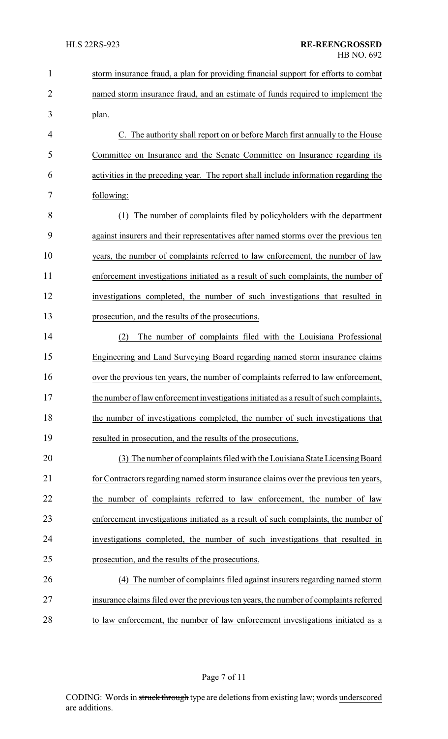storm insurance fraud, a plan for providing financial support for efforts to combat named storm insurance fraud, and an estimate of funds required to implement the plan.

C. The authority shall report on or before March first annually to the House Committee on Insurance and the Senate Committee on Insurance regarding its activities in the preceding year. The report shall include information regarding the following:

(1) The number of complaints filed by policyholders with the department against insurers and their representatives after named storms over the previous ten years, the number of complaints referred to law enforcement, the number of law enforcement investigations initiated as a result of such complaints, the number of investigations completed, the number of such investigations that resulted in prosecution, and the results of the prosecutions.

(2) The number of complaints filed with the Louisiana Professional Engineering and Land Surveying Board regarding named storm insurance claims over the previous ten years, the number of complaints referred to law enforcement, the number of law enforcement investigations initiated as a result of such complaints, the number of investigations completed, the number of such investigations that resulted in prosecution, and the results of the prosecutions.

(3) The number of complaints filed with the Louisiana State Licensing Board for Contractors regarding named storm insurance claims over the previous ten years, the number of complaints referred to law enforcement, the number of law enforcement investigations initiated as a result of such complaints, the number of investigations completed, the number of such investigations that resulted in prosecution, and the results of the prosecutions.

(4) The number of complaints filed against insurers regarding named storm insurance claims filed over the previous ten years, the number of complaints referred to law enforcement, the number of law enforcement investigations initiated as a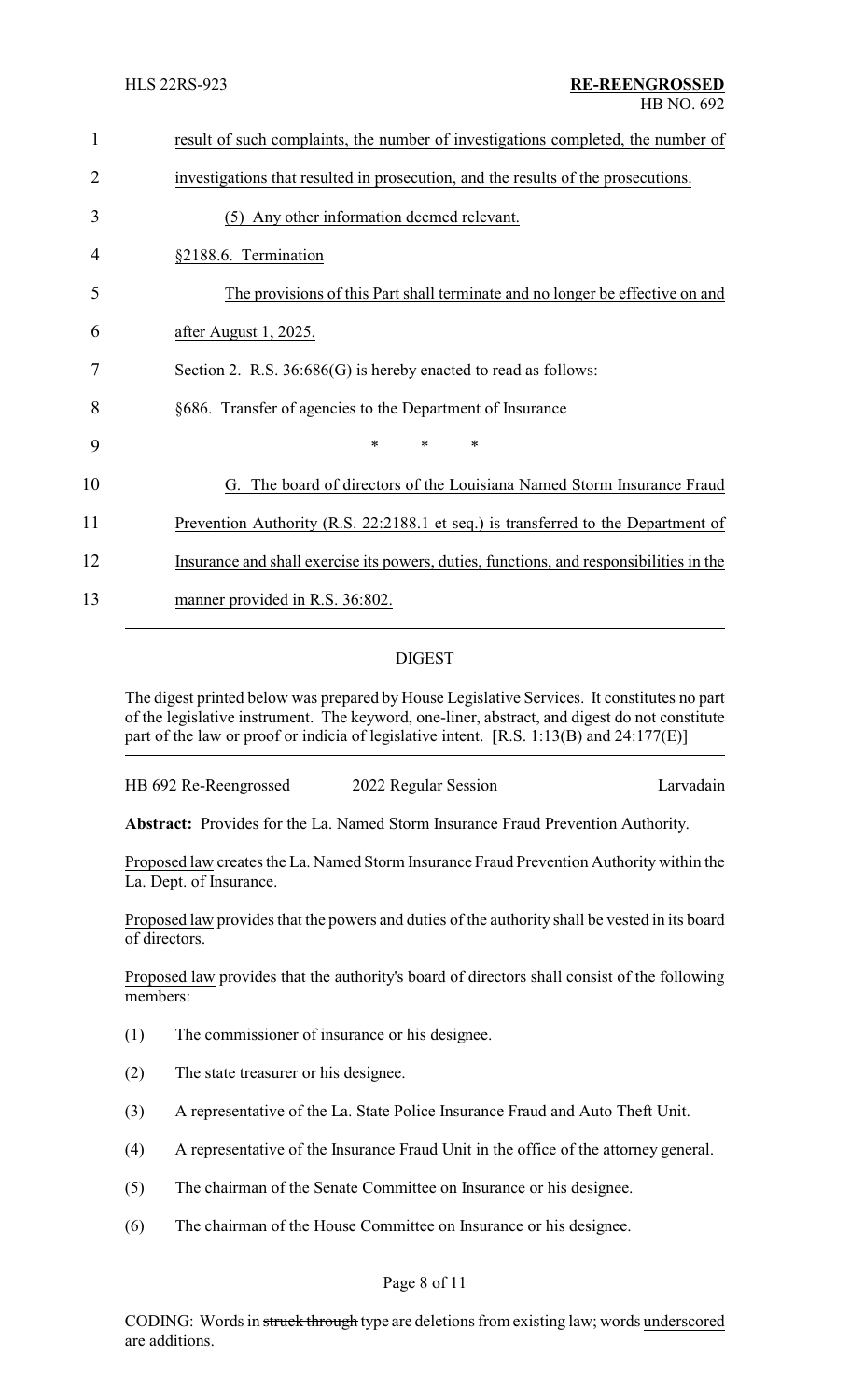result of such complaints, the number of investigations completed, the number of investigations that resulted in prosecution, and the results of the prosecutions.

(5) Any other information deemed relevant.

§2188.6. Termination

The provisions of this Part shall terminate and no longer be effective on and after August 1, 2025.

Section 2. R.S. 36:686(G) is hereby enacted to read as follows:

§686. Transfer of agencies to the Department of Insurance

\* \* \*

G. The board of directors of the Louisiana Named Storm Insurance Fraud Prevention Authority (R.S. 22:2188.1 et seq.) is transferred to the Department of Insurance and shall exercise its powers, duties, functions, and responsibilities in the manner provided in R.S. 36:802.

## DIGEST

The digest printed below was prepared by House Legislative Services. It constitutes no part of the legislative instrument. The keyword, one-liner, abstract, and digest do not constitute part of the law or proof or indicia of legislative intent. [R.S. 1:13(B) and 24:177(E)]

HB 692 Re-Reengrossed    2022 Regular Session    Larvadain

**Abstract:** Provides for the La. Named Storm Insurance Fraud Prevention Authority.

Proposed law creates the La. Named Storm Insurance Fraud Prevention Authority within the La. Dept. of Insurance.

Proposed law provides that the powers and duties of the authority shall be vested in its board of directors.

Proposed law provides that the authority's board of directors shall consist of the following members:

(1) The commissioner of insurance or his designee.

(2) The state treasurer or his designee.

(3) A representative of the La. State Police Insurance Fraud and Auto Theft Unit.

(4) A representative of the Insurance Fraud Unit in the office of the attorney general.

(5) The chairman of the Senate Committee on Insurance or his designee.

(6) The chairman of the House Committee on Insurance or his designee.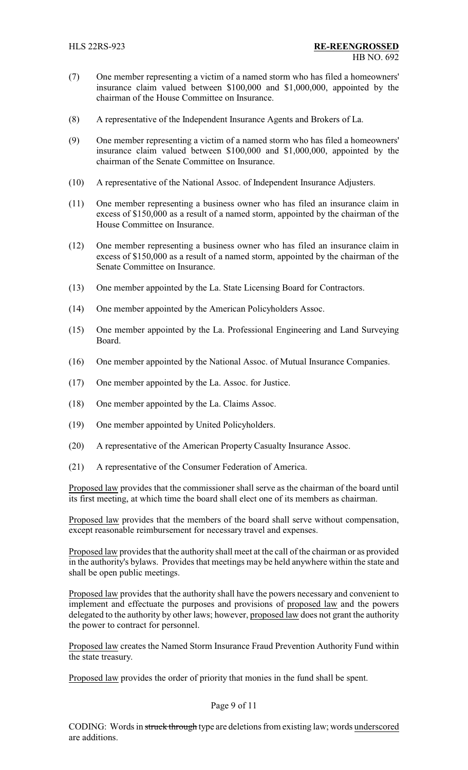(7) One member representing a victim of a named storm who has filed a homeowners' insurance claim valued between \$100,000 and \$1,000,000, appointed by the chairman of the House Committee on Insurance.

(8) A representative of the Independent Insurance Agents and Brokers of La.

(9) One member representing a victim of a named storm who has filed a homeowners' insurance claim valued between \$100,000 and \$1,000,000, appointed by the chairman of the Senate Committee on Insurance.

(10) A representative of the National Assoc. of Independent Insurance Adjusters.

(11) One member representing a business owner who has filed an insurance claim in excess of \$150,000 as a result of a named storm, appointed by the chairman of the House Committee on Insurance.

(12) One member representing a business owner who has filed an insurance claim in excess of \$150,000 as a result of a named storm, appointed by the chairman of the Senate Committee on Insurance.

(13) One member appointed by the La. State Licensing Board for Contractors.

(14) One member appointed by the American Policyholders Assoc.

(15) One member appointed by the La. Professional Engineering and Land Surveying Board.

(16) One member appointed by the National Assoc. of Mutual Insurance Companies.

(17) One member appointed by the La. Assoc. for Justice.

(18) One member appointed by the La. Claims Assoc.

(19) One member appointed by United Policyholders.

(20) A representative of the American Property Casualty Insurance Assoc.

(21) A representative of the Consumer Federation of America.

Proposed law provides that the commissioner shall serve as the chairman of the board until its first meeting, at which time the board shall elect one of its members as chairman.

Proposed law provides that the members of the board shall serve without compensation, except reasonable reimbursement for necessary travel and expenses.

Proposed law provides that the authority shall meet at the call of the chairman or as provided in the authority's bylaws. Provides that meetings may be held anywhere within the state and shall be open public meetings.

Proposed law provides that the authority shall have the powers necessary and convenient to implement and effectuate the purposes and provisions of proposed law and the powers delegated to the authority by other laws; however, proposed law does not grant the authority the power to contract for personnel.

Proposed law creates the Named Storm Insurance Fraud Prevention Authority Fund within the state treasury.

Proposed law provides the order of priority that monies in the fund shall be spent.

CODING: Words in ~~struck through~~ type are deletions from existing law; words underscored are additions.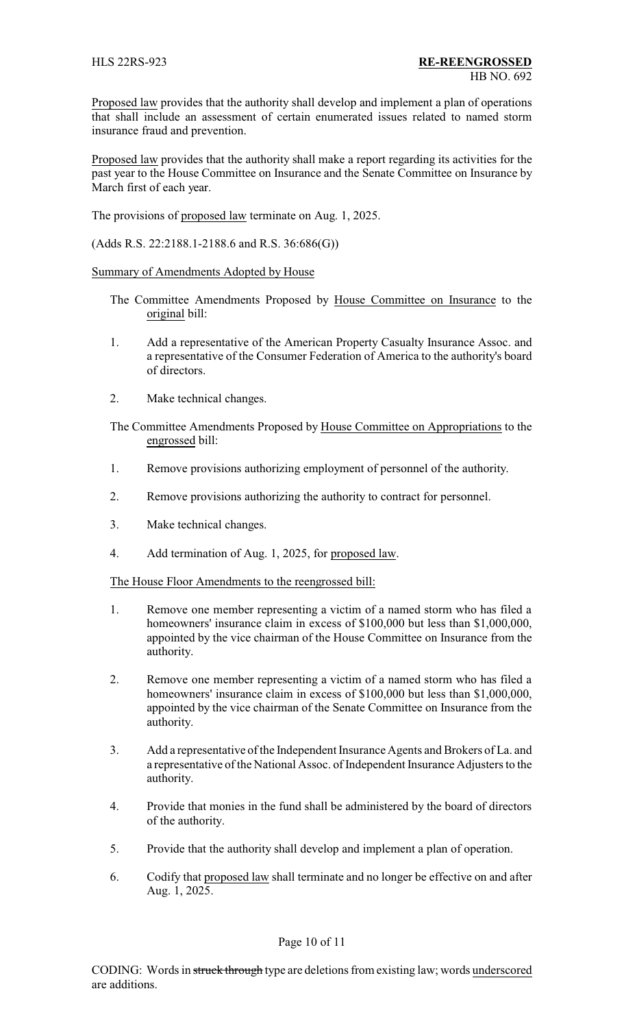Proposed law provides that the authority shall develop and implement a plan of operations that shall include an assessment of certain enumerated issues related to named storm insurance fraud and prevention.

Proposed law provides that the authority shall make a report regarding its activities for the past year to the House Committee on Insurance and the Senate Committee on Insurance by March first of each year.

The provisions of proposed law terminate on Aug. 1, 2025.

(Adds R.S. 22:2188.1-2188.6 and R.S. 36:686(G))

Summary of Amendments Adopted by House

The Committee Amendments Proposed by House Committee on Insurance to the original bill:

1. Add a representative of the American Property Casualty Insurance Assoc. and a representative of the Consumer Federation of America to the authority's board of directors.

2. Make technical changes.

The Committee Amendments Proposed by House Committee on Appropriations to the engrossed bill:

1. Remove provisions authorizing employment of personnel of the authority.

2. Remove provisions authorizing the authority to contract for personnel.

3. Make technical changes.

4. Add termination of Aug. 1, 2025, for proposed law.

The House Floor Amendments to the reengrossed bill:

1. Remove one member representing a victim of a named storm who has filed a homeowners' insurance claim in excess of $100,000 but less than $1,000,000, appointed by the vice chairman of the House Committee on Insurance from the authority.

2. Remove one member representing a victim of a named storm who has filed a homeowners' insurance claim in excess of $100,000 but less than $1,000,000, appointed by the vice chairman of the Senate Committee on Insurance from the authority.

3. Add a representative of the Independent Insurance Agents and Brokers of La. and a representative of the National Assoc. of Independent Insurance Adjusters to the authority.

4. Provide that monies in the fund shall be administered by the board of directors of the authority.

5. Provide that the authority shall develop and implement a plan of operation.

6. Codify that proposed law shall terminate and no longer be effective on and after Aug. 1, 2025.

CODING: Words in struck through type are deletions from existing law; words underscored are additions.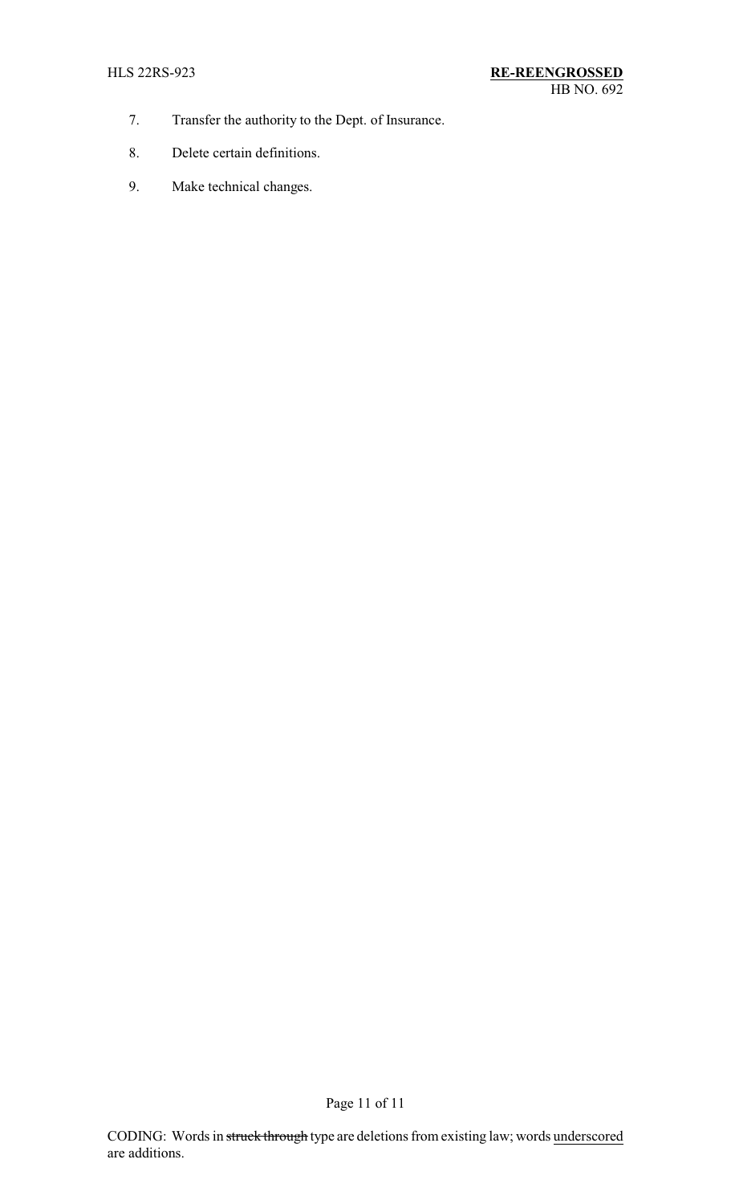7. Transfer the authority to the Dept. of Insurance.

8. Delete certain definitions.

9. Make technical changes.

CODING: Words in ~~struck through~~ type are deletions from existing law; words underscored are additions.